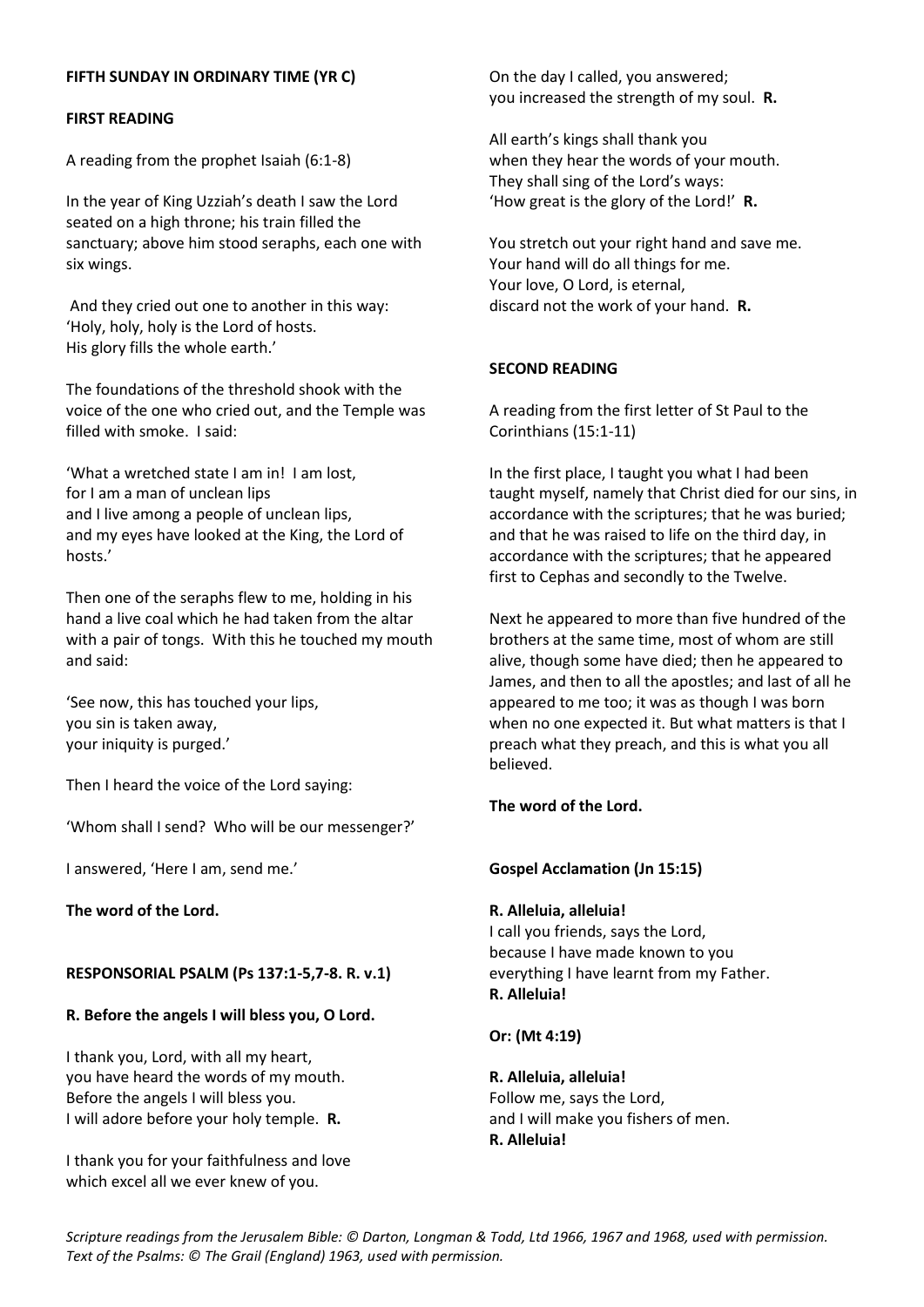**FIFTH SUNDAY IN ORDINARY TIME (YR C)**

**FIRST READING**

A reading from the prophet Isaiah (6:1-8)

In the year of King Uzziah's death I saw the Lord seated on a high throne; his train filled the sanctuary; above him stood seraphs, each one with six wings.

And they cried out one to another in this way:
'Holy, holy, holy is the Lord of hosts.
His glory fills the whole earth.'

The foundations of the threshold shook with the voice of the one who cried out, and the Temple was filled with smoke. I said:

'What a wretched state I am in! I am lost,
for I am a man of unclean lips
and I live among a people of unclean lips,
and my eyes have looked at the King, the Lord of hosts.'

Then one of the seraphs flew to me, holding in his hand a live coal which he had taken from the altar with a pair of tongs. With this he touched my mouth and said:

'See now, this has touched your lips,
you sin is taken away,
your iniquity is purged.'

Then I heard the voice of the Lord saying:

'Whom shall I send? Who will be our messenger?'

I answered, 'Here I am, send me.'

**The word of the Lord.**

**RESPONSORIAL PSALM (Ps 137:1-5,7-8. R. v.1)**

**R. Before the angels I will bless you, O Lord.**

I thank you, Lord, with all my heart,
you have heard the words of my mouth.
Before the angels I will bless you.
I will adore before your holy temple. **R.**

I thank you for your faithfulness and love
which excel all we ever knew of you.
On the day I called, you answered;
you increased the strength of my soul. **R.**

All earth's kings shall thank you
when they hear the words of your mouth.
They shall sing of the Lord's ways:
'How great is the glory of the Lord!' **R.**

You stretch out your right hand and save me.
Your hand will do all things for me.
Your love, O Lord, is eternal,
discard not the work of your hand. **R.**

**SECOND READING**

A reading from the first letter of St Paul to the Corinthians (15:1-11)

In the first place, I taught you what I had been taught myself, namely that Christ died for our sins, in accordance with the scriptures; that he was buried; and that he was raised to life on the third day, in accordance with the scriptures; that he appeared first to Cephas and secondly to the Twelve.

Next he appeared to more than five hundred of the brothers at the same time, most of whom are still alive, though some have died; then he appeared to James, and then to all the apostles; and last of all he appeared to me too; it was as though I was born when no one expected it. But what matters is that I preach what they preach, and this is what you all believed.

**The word of the Lord.**

**Gospel Acclamation (Jn 15:15)**

**R. Alleluia, alleluia!**
I call you friends, says the Lord,
because I have made known to you
everything I have learnt from my Father.
**R. Alleluia!**

**Or: (Mt 4:19)**

**R. Alleluia, alleluia!**
Follow me, says the Lord,
and I will make you fishers of men.
**R. Alleluia!**

*Scripture readings from the Jerusalem Bible: © Darton, Longman & Todd, Ltd 1966, 1967 and 1968, used with permission.*
*Text of the Psalms: © The Grail (England) 1963, used with permission.*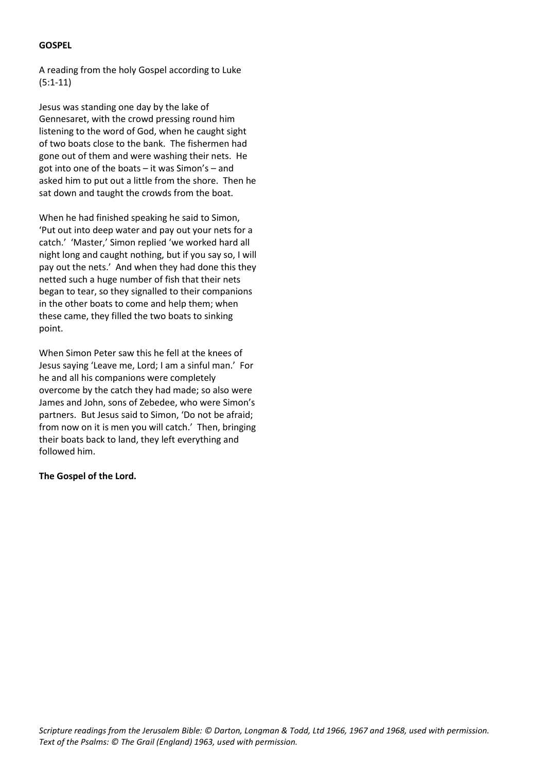**GOSPEL**

A reading from the holy Gospel according to Luke (5:1-11)

Jesus was standing one day by the lake of Gennesaret, with the crowd pressing round him listening to the word of God, when he caught sight of two boats close to the bank. The fishermen had gone out of them and were washing their nets. He got into one of the boats – it was Simon's – and asked him to put out a little from the shore. Then he sat down and taught the crowds from the boat.

When he had finished speaking he said to Simon, 'Put out into deep water and pay out your nets for a catch.' 'Master,' Simon replied 'we worked hard all night long and caught nothing, but if you say so, I will pay out the nets.' And when they had done this they netted such a huge number of fish that their nets began to tear, so they signalled to their companions in the other boats to come and help them; when these came, they filled the two boats to sinking point.

When Simon Peter saw this he fell at the knees of Jesus saying 'Leave me, Lord; I am a sinful man.' For he and all his companions were completely overcome by the catch they had made; so also were James and John, sons of Zebedee, who were Simon's partners. But Jesus said to Simon, 'Do not be afraid; from now on it is men you will catch.' Then, bringing their boats back to land, they left everything and followed him.

**The Gospel of the Lord.**

*Scripture readings from the Jerusalem Bible: © Darton, Longman & Todd, Ltd 1966, 1967 and 1968, used with permission.*
*Text of the Psalms: © The Grail (England) 1963, used with permission.*